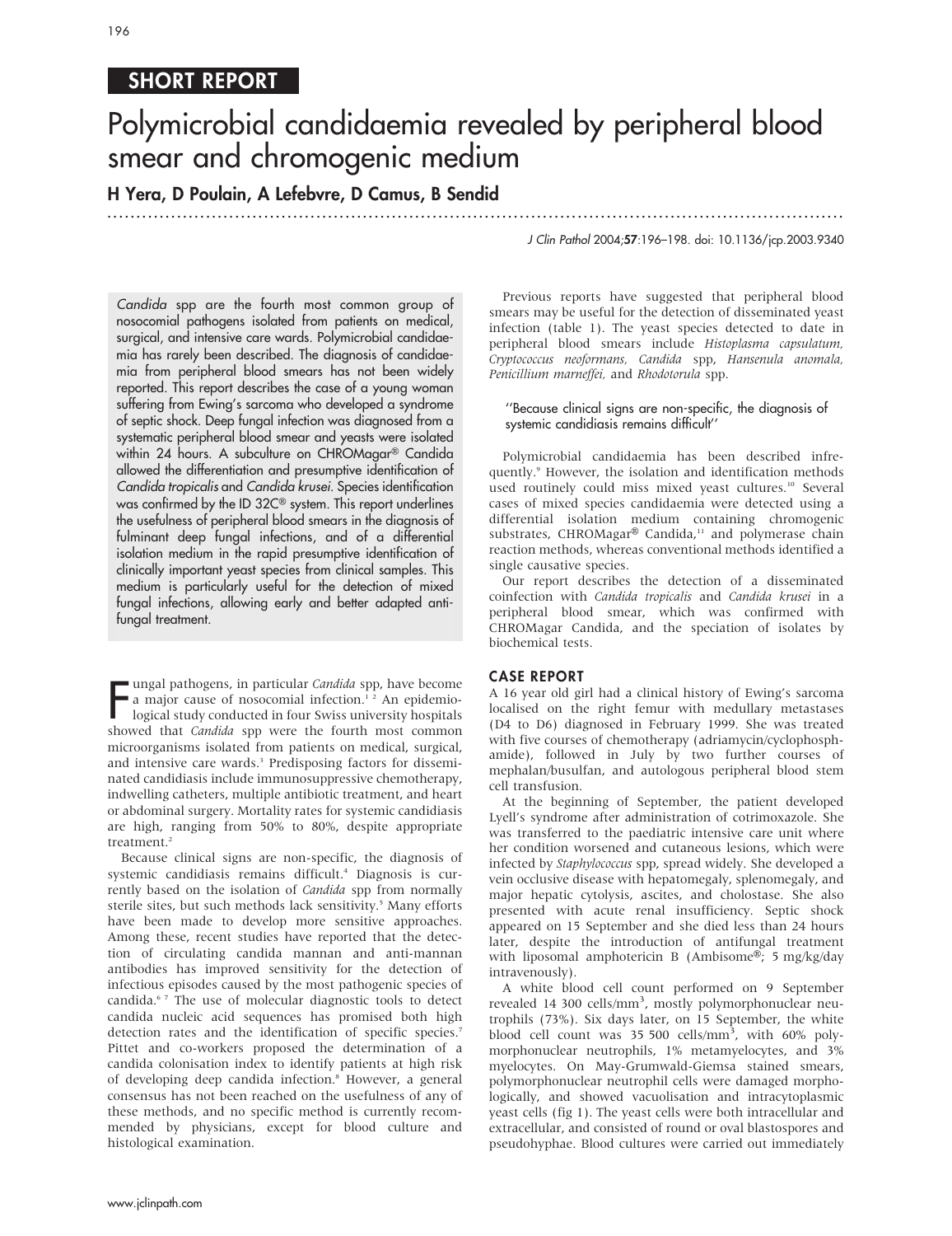SHORT REPORT

# Polymicrobial candidaemia revealed by peripheral blood smear and chromogenic medium

**H Yera, D Poulain, A Lefebvre, D Camus, B Sendid**

*Candida* spp are the fourth most common group of nosocomial pathogens isolated from patients on medical, surgical, and intensive care wards. Polymicrobial candidaemia has rarely been described. The diagnosis of candidaemia from peripheral blood smears has not been widely reported. This report describes the case of a young woman suffering from Ewing's sarcoma who developed a syndrome of septic shock. Deep fungal infection was diagnosed from a systematic peripheral blood smear and yeasts were isolated within 24 hours. A subculture on CHROMagar® Candida allowed the differentiation and presumptive identification of *Candida tropicalis* and *Candida krusei*. Species identification was confirmed by the ID 32C® system. This report underlines the usefulness of peripheral blood smears in the diagnosis of fulminant deep fungal infections, and of a differential isolation medium in the rapid presumptive identification of clinically important yeast species from clinical samples. This medium is particularly useful for the detection of mixed fungal infections, allowing early and better adapted antifungal treatment.

Fungal pathogens, in particular *Candida* spp, have become a major cause of nosocomial infection.[1,2] An epidemiological study conducted in four Swiss university hospitals showed that *Candida* spp were the fourth most common microorganisms isolated from patients on medical, surgical, and intensive care wards.[3] Predisposing factors for disseminated candidiasis include immunosuppressive chemotherapy, indwelling catheters, multiple antibiotic treatment, and heart or abdominal surgery. Mortality rates for systemic candidiasis are high, ranging from 50% to 80%, despite appropriate treatment.[2]

Because clinical signs are non-specific, the diagnosis of systemic candidiasis remains difficult.[4] Diagnosis is currently based on the isolation of *Candida* spp from normally sterile sites, but such methods lack sensitivity.[5] Many efforts have been made to develop more sensitive approaches. Among these, recent studies have reported that the detection of circulating candida mannan and anti-mannan antibodies has improved sensitivity for the detection of infectious episodes caused by the most pathogenic species of candida.[6,7] The use of molecular diagnostic tools to detect candida nucleic acid sequences has promised both high detection rates and the identification of specific species.[7] Pittet and co-workers proposed the determination of a candida colonisation index to identify patients at high risk of developing deep candida infection.[8] However, a general consensus has not been reached on the usefulness of any of these methods, and no specific method is currently recommended by physicians, except for blood culture and histological examination.

Previous reports have suggested that peripheral blood smears may be useful for the detection of disseminated yeast infection (table 1). The yeast species detected to date in peripheral blood smears include *Histoplasma capsulatum*, *Cryptococcus neoformans*, *Candida* spp, *Hansenula anomala*, *Penicillium marneffei*, and *Rhodotorula* spp.

> "Because clinical signs are non-specific, the diagnosis of systemic candidiasis remains difficult"

Polymicrobial candidaemia has been described infrequently.[9] However, the isolation and identification methods used routinely could miss mixed yeast cultures.[10] Several cases of mixed species candidaemia were detected using a differential isolation medium containing chromogenic substrates, CHROMagar® Candida,[11] and polymerase chain reaction methods, whereas conventional methods identified a single causative species.

Our report describes the detection of a disseminated coinfection with *Candida tropicalis* and *Candida krusei* in a peripheral blood smear, which was confirmed with CHROMagar Candida, and the speciation of isolates by biochemical tests.

## CASE REPORT

A 16 year old girl had a clinical history of Ewing's sarcoma localised on the right femur with medullary metastases (D4 to D6) diagnosed in February 1999. She was treated with five courses of chemotherapy (adriamycin/cyclophosphamide), followed in July by two further courses of mephalan/busulfan, and autologous peripheral blood stem cell transfusion.

At the beginning of September, the patient developed Lyell's syndrome after administration of cotrimoxazole. She was transferred to the paediatric intensive care unit where her condition worsened and cutaneous lesions, which were infected by *Staphylococcus* spp, spread widely. She developed a vein occlusive disease with hepatomegaly, splenomegaly, and major hepatic cytolysis, ascites, and cholostase. She also presented with acute renal insufficiency. Septic shock appeared on 15 September and she died less than 24 hours later, despite the introduction of antifungal treatment with liposomal amphotericin B (Ambisome®; 5 mg/kg/day intravenously).

A white blood cell count performed on 9 September revealed 14 300 cells/mm$^3$, mostly polymorphonuclear neutrophils (73%). Six days later, on 15 September, the white blood cell count was 35 500 cells/mm$^3$, with 60% polymorphonuclear neutrophils, 1% metamyelocytes, and 3% myelocytes. On May-Grumwald-Giemsa stained smears, polymorphonuclear neutrophil cells were damaged morphologically, and showed vacuolisation and intracytoplasmic yeast cells (fig 1). The yeast cells were both intracellular and extracellular, and consisted of round or oval blastospores and pseudohyphae. Blood cultures were carried out immediately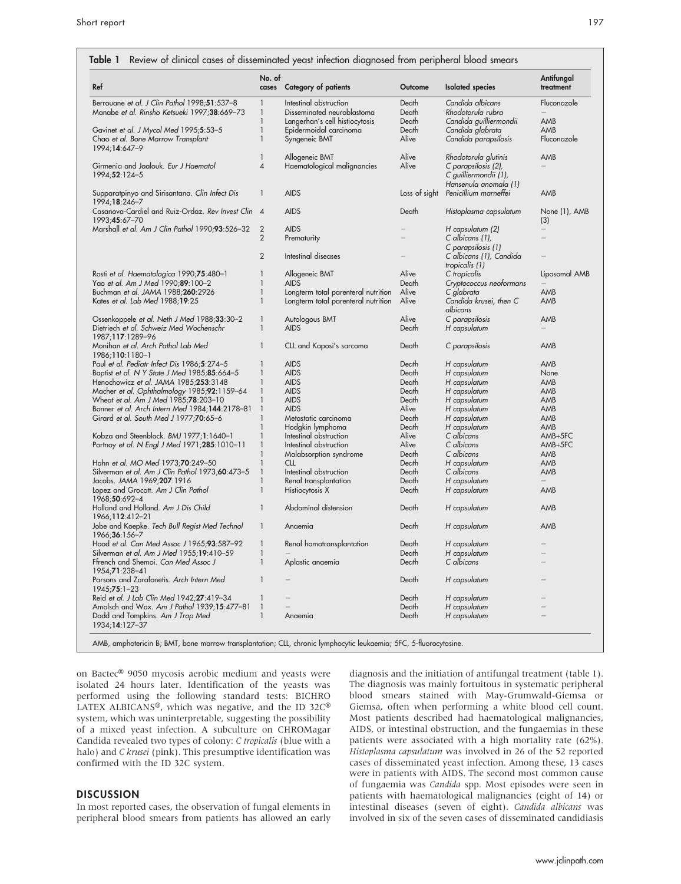**Table 1** Review of clinical cases of disseminated yeast infection diagnosed from peripheral blood smears

| Ref | No. of cases | Category of patients | Outcome | Isolated species | Antifungal treatment |
|---|---|---|---|---|---|
| Berrouane *et al. J Clin Pathol* 1998;**51**:537–8 | 1 | Intestinal obstruction | Death | *Candida albicans* | Fluconazole |
| Manabe *et al. Rinsho Ketsueki* 1997;**38**:669–73 | 1 | Disseminated neuroblastoma | Death | *Rhodotorula rubra* | – |
| | 1 | Langerhan's cell histiocytosis | Death | *Candida guilliermondii* | AMB |
| Gavinet *et al. J Mycol Med* 1995;**5**:53–5 | 1 | Epidermoidal carcinoma | Death | *Candida glabrata* | AMB |
| Chao *et al. Bone Marrow Transplant* 1994;**14**:647–9 | 1 | Syngeneic BMT | Alive | *Candida parapsilosis* | Fluconazole |
| | 1 | Allogeneic BMT | Alive | *Rhodotorula glutinis* | AMB |
| Girmenia and Jaalouk. *Eur J Haematol* 1994;**52**:124–5 | 4 | Haematological malignancies | Alive | *C parapsilosis* (2), *C guilliermondii* (1), *Hansenula anomala* (1) | – |
| Supparatpinyo and Sirisantana. *Clin Infect Dis* 1994;**18**:246–7 | 1 | AIDS | Loss of sight | *Penicillium marneffei* | AMB |
| Casanova-Cardiel and Ruiz-Ordaz. *Rev Invest Clin* 1993;**45**:67–70 | 4 | AIDS | Death | *Histoplasma capsulatum* | None (1), AMB (3) |
| Marshall *et al. Am J Clin Pathol* 1990;**93**:526–32 | 2 | AIDS | – | *H capsulatum* (2) | – |
| | 2 | Prematurity | – | *C albicans* (1), *C parapsilosis* (1) | – |
| | 2 | Intestinal diseases | – | *C albicans* (1), *Candida tropicalis* (1) | – |
| Rosti *et al. Haematologica* 1990;**75**:480–1 | 1 | Allogeneic BMT | Alive | *C tropicalis* | Liposomal AMB |
| Yao *et al. Am J Med* 1990;**89**:100–2 | 1 | AIDS | Death | *Cryptococcus neoformans* | – |
| Buchman *et al. JAMA* 1988;**260**:2926 | 1 | Longterm total parenteral nutrition | Alive | *C glabrata* | AMB |
| Kates *et al. Lab Med* 1988;**19**:25 | 1 | Longterm total parenteral nutrition | Alive | *Candida krusei*, then *C albicans* | AMB |
| Ossenkoppele *et al. Neth J Med* 1988;**33**:30–2 | 1 | Autologous BMT | Alive | *C parapsilosis* | AMB |
| Dietriech *et al. Schweiz Med Wochenschr* 1987;**117**:1289–96 | 1 | AIDS | Death | *H capsulatum* | – |
| Monihan *et al. Arch Pathol Lab Med* 1986;**110**:1180–1 | 1 | CLL and Kaposi's sarcoma | Death | *C parapsilosis* | AMB |
| Paul *et al. Pediatr Infect Dis* 1986;**5**:274–5 | 1 | AIDS | Death | *H capsulatum* | AMB |
| Baptist *et al. N Y State J Med* 1985;**85**:664–5 | 1 | AIDS | Death | *H capsulatum* | None |
| Henochowicz *et al. JAMA* 1985;**253**:3148 | 1 | AIDS | Death | *H capsulatum* | AMB |
| Macher *et al. Ophthalmology* 1985;**92**:1159–64 | 1 | AIDS | Death | *H capsulatum* | AMB |
| Wheat *et al. Am J Med* 1985;**78**:203–10 | 1 | AIDS | Death | *H capsulatum* | AMB |
| Bonner *et al. Arch Intern Med* 1984;**144**:2178–81 | 1 | AIDS | Alive | *H capsulatum* | AMB |
| Girard *et al. South Med J* 1977;**70**:65–6 | 1 | Metastatic carcinoma | Death | *H capsulatum* | AMB |
| | 1 | Hodgkin lymphoma | Death | *H capsulatum* | AMB |
| Kobza and Steenblock. *BMJ* 1977;**1**:1640–1 | 1 | Intestinal obstruction | Alive | *C albicans* | AMB+5FC |
| Portnoy *et al. N Engl J Med* 1971;**285**:1010–11 | 1 | Intestinal obstruction | Alive | *C albicans* | AMB+5FC |
| | 1 | Malabsorption syndrome | Death | *C albicans* | AMB |
| Hahn *et al. MO Med* 1973;**70**:249–50 | 1 | CLL | Death | *H capsulatum* | AMB |
| Silverman *et al. Am J Clin Pathol* 1973;**60**:473–5 | 1 | Intestinal obstruction | Death | *C albicans* | AMB |
| Jacobs. *JAMA* 1969;**207**:1916 | 1 | Renal transplantation | Death | *H capsulatum* | – |
| Lopez and Grocott. *Am J Clin Pathol* 1968;**50**:692–4 | 1 | Histiocytosis X | Death | *H capsulatum* | AMB |
| Holland and Holland. *Am J Dis Child* 1966;**112**:412–21 | 1 | Abdominal distension | Death | *H capsulatum* | AMB |
| Jobe and Koepke. *Tech Bull Regist Med Technol* 1966;**36**:156–7 | 1 | Anaemia | Death | *H capsulatum* | AMB |
| Hood *et al. Can Med Assoc J* 1965;**93**:587–92 | 1 | Renal homotransplantation | Death | *H capsulatum* | – |
| Silverman *et al. Am J Med* 1955;**19**:410–59 | 1 | – | Death | *H capsulatum* | – |
| Ffrench and Shemoi. *Can Med Assoc J* 1954;**71**:238–41 | 1 | Aplastic anaemia | Death | *C albicans* | – |
| Parsons and Zarafonetis. *Arch Intern Med* 1945;**75**:1–23 | 1 | – | Death | *H capsulatum* | – |
| Reid *et al. J Lab Clin Med* 1942;**27**:419–34 | 1 | – | Death | *H capsulatum* | – |
| Amolsch and Wax. *Am J Pathol* 1939;**15**:477–81 | 1 | – | Death | *H capsulatum* | – |
| Dodd and Tompkins. *Am J Trop Med* 1934;**14**:127–37 | 1 | Anaemia | Death | *H capsulatum* | – |

AMB, amphotericin B; BMT, bone marrow transplantation; CLL, chronic lymphocytic leukaemia; 5FC, 5-fluorocytosine.

on Bactec® 9050 mycosis aerobic medium and yeasts were isolated 24 hours later. Identification of the yeasts was performed using the following standard tests: BICHRO LATEX ALBICANS®, which was negative, and the ID 32C® system, which was uninterpretable, suggesting the possibility of a mixed yeast infection. A subculture on CHROMagar Candida revealed two types of colony: *C tropicalis* (blue with a halo) and *C krusei* (pink). This presumptive identification was confirmed with the ID 32C system.

## DISCUSSION

In most reported cases, the observation of fungal elements in peripheral blood smears from patients has allowed an early diagnosis and the initiation of antifungal treatment (table 1). The diagnosis was mainly fortuitous in systematic peripheral blood smears stained with May-Grumwald-Giemsa or Giemsa, often when performing a white blood cell count. Most patients described had haematological malignancies, AIDS, or intestinal obstruction, and the fungaemias in these patients were associated with a high mortality rate (62%). *Histoplasma capsulatum* was involved in 26 of the 52 reported cases of disseminated yeast infection. Among these, 13 cases were in patients with AIDS. The second most common cause of fungaemia was *Candida* spp. Most episodes were seen in patients with haematological malignancies (eight of 14) or intestinal diseases (seven of eight). *Candida albicans* was involved in six of the seven cases of disseminated candidiasis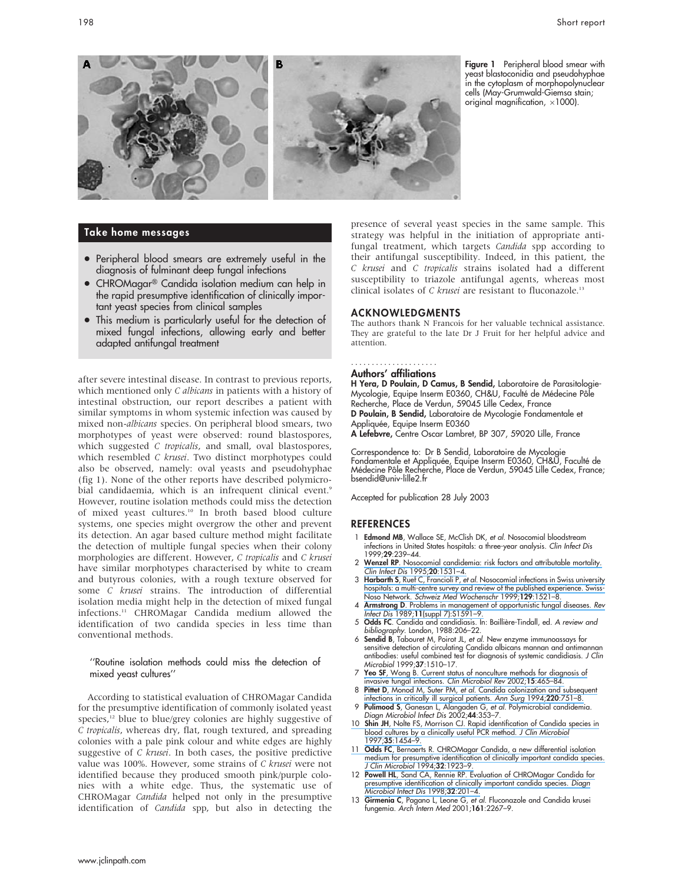Figure 1 Peripheral blood smear with yeast blastoconidia and pseudohyphae in the cytoplasm of morphopolynuclear cells (May-Grumwald-Giemsa stain; original magnification, ×1000).

## Take home messages

- Peripheral blood smears are extremely useful in the diagnosis of fulminant deep fungal infections
- CHROMagar® Candida isolation medium can help in the rapid presumptive identification of clinically important yeast species from clinical samples
- This medium is particularly useful for the detection of mixed fungal infections, allowing early and better adapted antifungal treatment

after severe intestinal disease. In contrast to previous reports, which mentioned only *C albicans* in patients with a history of intestinal obstruction, our report describes a patient with similar symptoms in whom systemic infection was caused by mixed non-*albicans* species. On peripheral blood smears, two morphotypes of yeast were observed: round blastospores, which suggested *C tropicalis*, and small, oval blastospores, which resembled *C krusei*. Two distinct morphotypes could also be observed, namely: oval yeasts and pseudohyphae (fig 1). None of the other reports have described polymicrobial candidaemia, which is an infrequent clinical event.[9] However, routine isolation methods could miss the detection of mixed yeast cultures.[10] In broth based blood culture systems, one species might overgrow the other and prevent its detection. An agar based culture method might facilitate the detection of multiple fungal species when their colony morphologies are different. However, *C tropicalis* and *C krusei* have similar morphotypes characterised by white to cream and butyrous colonies, with a rough texture observed for some *C krusei* strains. The introduction of differential isolation media might help in the detection of mixed fungal infections.[11] CHROMagar Candida medium allowed the identification of two candida species in less time than conventional methods.

> "Routine isolation methods could miss the detection of mixed yeast cultures"

According to statistical evaluation of CHROMagar Candida for the presumptive identification of commonly isolated yeast species,[12] blue to blue/grey colonies are highly suggestive of *C tropicalis*, whereas dry, flat, rough textured, and spreading colonies with a pale pink colour and white edges are highly suggestive of *C krusei*. In both cases, the positive predictive value was 100%. However, some strains of *C krusei* were not identified because they produced smooth pink/purple colonies with a white edge. Thus, the systematic use of CHROMagar *Candida* helped not only in the presumptive identification of *Candida* spp, but also in detecting the presence of several yeast species in the same sample. This strategy was helpful in the initiation of appropriate antifungal treatment, which targets *Candida* spp according to their antifungal susceptibility. Indeed, in this patient, the *C krusei* and *C tropicalis* strains isolated had a different susceptibility to triazole antifungal agents, whereas most clinical isolates of *C krusei* are resistant to fluconazole.[13]

## ACKNOWLEDGMENTS

The authors thank N Francois for her valuable technical assistance. They are grateful to the late Dr J Fruit for her helpful advice and attention.

### Authors' affiliations

**H Yera, D Poulain, D Camus, B Sendid,** Laboratoire de Parasitologie-Mycologie, Equipe Inserm E0360, CH&U, Faculté de Médecine Pôle Recherche, Place de Verdun, 59045 Lille Cedex, France
**D Poulain, B Sendid,** Laboratoire de Mycologie Fondamentale et Appliquée, Equipe Inserm E0360
**A Lefebvre,** Centre Oscar Lambret, BP 307, 59020 Lille, France

Correspondence to: Dr B Sendid, Laboratoire de Mycologie Fondamentale et Appliquée, Equipe Inserm E0360, CH&U, Faculté de Médecine Pôle Recherche, Place de Verdun, 59045 Lille Cedex, France; bsendid@univ-lille2.fr

Accepted for publication 28 July 2003

## REFERENCES

1. **Edmond MB**, Wallace SE, McClish DK, *et al*. Nosocomial bloodstream infections in United States hospitals: a three-year analysis. *Clin Infect Dis* 1999;**29**:239–44.
2. **Wenzel RP**. Nosocomial candidemia: risk factors and attributable mortality. *Clin Infect Dis* 1995;**20**:1531–4.
3. **Harbarth S**, Ruef C, Francioli P, *et al*. Nosocomial infections in Swiss university hospitals: a multi-centre survey and review of the published experience. Swiss-Noso Network. *Schweiz Med Wochenschr* 1999;**129**:1521–8.
4. **Armstrong D**. Problems in management of opportunistic fungal diseases. *Rev Infect Dis* 1989;**11**(suppl 7):S1591–9.
5. **Odds FC**. Candida and candidiasis. In: Baillière-Tindall, ed. *A review and bibliography*. London, 1988:206–22.
6. **Sendid B**, Tabouret M, Poirot JL, *et al*. New enzyme immunoassays for sensitive detection of circulating Candida albicans mannan and antimannan antibodies: useful combined test for diagnosis of systemic candidiasis. *J Clin Microbiol* 1999;**37**:1510–17.
7. **Yeo SF**, Wong B. Current status of nonculture methods for diagnosis of invasive fungal infections. *Clin Microbiol Rev* 2002;**15**:465–84.
8. **Pittet D**, Monod M, Suter PM, *et al*. Candida colonization and subsequent infections in critically ill surgical patients. *Ann Surg* 1994;**220**:751–8.
9. **Pulimood S**, Ganesan L, Alangaden G, *et al*. Polymicrobial candidemia. *Diagn Microbiol Infect Dis* 2002;**44**:353–7.
10. **Shin JH**, Nolte FS, Morrison CJ. Rapid identification of Candida species in blood cultures by a clinically useful PCR method. *J Clin Microbiol* 1997;**35**:1454–9.
11. **Odds FC**, Bernaerts R. CHROMagar Candida, a new differential isolation medium for presumptive identification of clinically important candida species. *J Clin Microbiol* 1994;**32**:1923–9.
12. **Powell HL**, Sand CA, Rennie RP. Evaluation of CHROMagar Candida for presumptive identification of clinically important candida species. *Diagn Microbiol Infect Dis* 1998;**32**:201–4.
13. **Girmenia C**, Pagano L, Leone G, *et al*. Fluconazole and Candida krusei fungemia. *Arch Intern Med* 2001;**161**:2267–9.